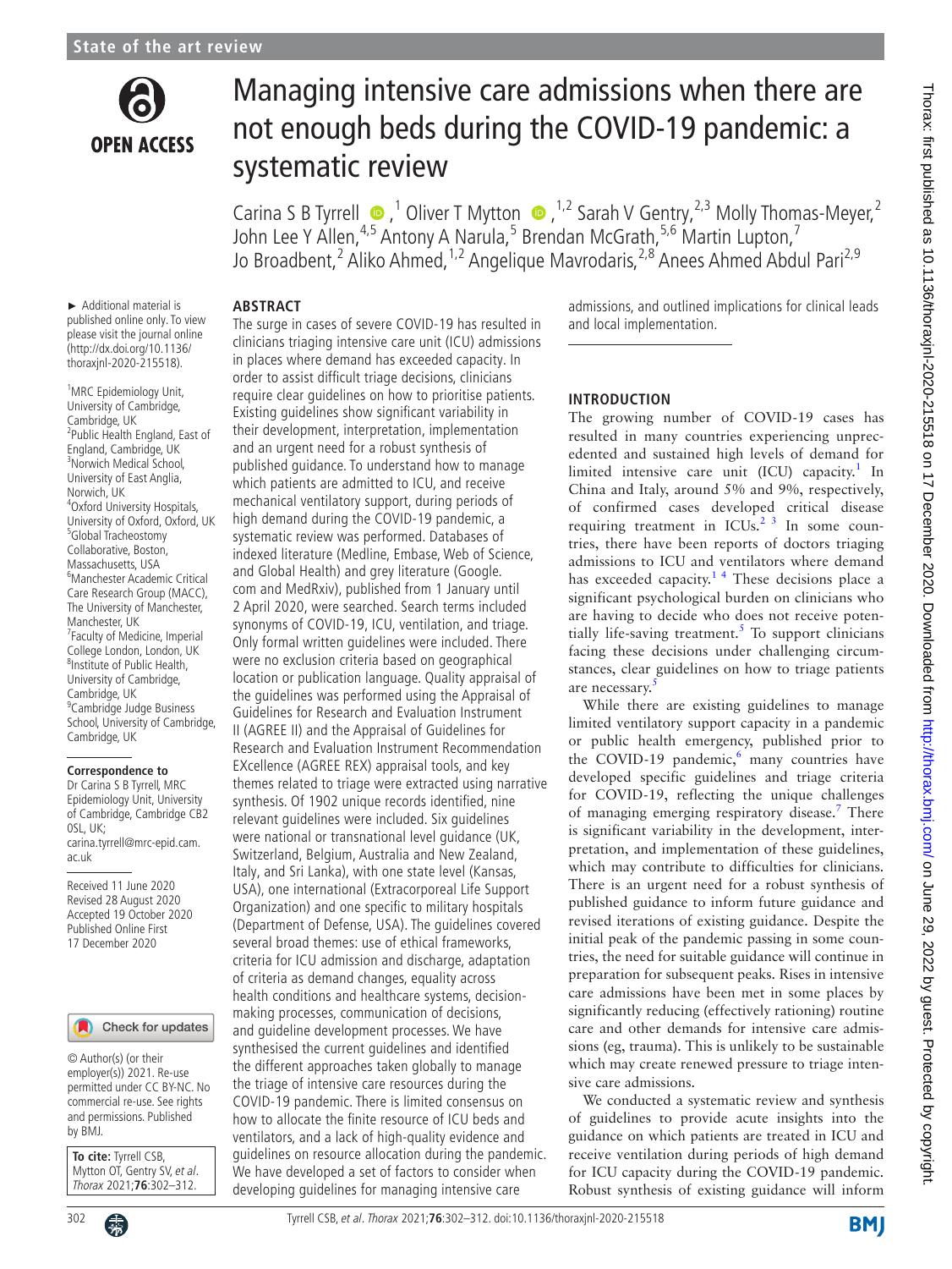State of the art review

# Managing intensive care admissions when there are not enough beds during the COVID-19 pandemic: a systematic review

Carina S B Tyrrell,[1] Oliver T Mytton,[1,2] Sarah V Gentry,[2,3] Molly Thomas-Meyer,[2] John Lee Y Allen,[4,5] Antony A Narula,[5] Brendan McGrath,[5,6] Martin Lupton,[7] Jo Broadbent,[2] Aliko Ahmed,[1,2] Angelique Mavrodaris,[2,8] Anees Ahmed Abdul Pari[2,9]

► Additional material is published online only. To view please visit the journal online (http://dx.doi.org/10.1136/thoraxjnl-2020-215518).

[1]MRC Epidemiology Unit, University of Cambridge, Cambridge, UK
[2]Public Health England, East of England, Cambridge, UK
[3]Norwich Medical School, University of East Anglia, Norwich, UK
[4]Oxford University Hospitals, University of Oxford, Oxford, UK
[5]Global Tracheostomy Collaborative, Boston, Massachusetts, USA
[6]Manchester Academic Critical Care Research Group (MACC), The University of Manchester, Manchester, UK
[7]Faculty of Medicine, Imperial College London, London, UK
[8]Institute of Public Health, University of Cambridge, Cambridge, UK
[9]Cambridge Judge Business School, University of Cambridge, Cambridge, UK

**Correspondence to**
Dr Carina S B Tyrrell, MRC Epidemiology Unit, University of Cambridge, Cambridge CB2 0SL, UK; carina.tyrrell@mrc-epid.cam.ac.uk

Received 11 June 2020
Revised 28 August 2020
Accepted 19 October 2020
Published Online First 17 December 2020

© Author(s) (or their employer(s)) 2021. Re-use permitted under CC BY-NC. No commercial re-use. See rights and permissions. Published by BMJ.

**To cite:** Tyrrell CSB, Mytton OT, Gentry SV, *et al*. *Thorax* 2021;**76**:302–312.

## ABSTRACT

The surge in cases of severe COVID-19 has resulted in clinicians triaging intensive care unit (ICU) admissions in places where demand has exceeded capacity. In order to assist difficult triage decisions, clinicians require clear guidelines on how to prioritise patients. Existing guidelines show significant variability in their development, interpretation, implementation and an urgent need for a robust synthesis of published guidance. To understand how to manage which patients are admitted to ICU, and receive mechanical ventilatory support, during periods of high demand during the COVID-19 pandemic, a systematic review was performed. Databases of indexed literature (Medline, Embase, Web of Science, and Global Health) and grey literature (Google.com and MedRxiv), published from 1 January until 2 April 2020, were searched. Search terms included synonyms of COVID-19, ICU, ventilation, and triage. Only formal written guidelines were included. There were no exclusion criteria based on geographical location or publication language. Quality appraisal of the guidelines was performed using the Appraisal of Guidelines for Research and Evaluation Instrument II (AGREE II) and the Appraisal of Guidelines for Research and Evaluation Instrument Recommendation EXcellence (AGREE REX) appraisal tools, and key themes related to triage were extracted using narrative synthesis. Of 1902 unique records identified, nine relevant guidelines were included. Six guidelines were national or transnational level guidance (UK, Switzerland, Belgium, Australia and New Zealand, Italy, and Sri Lanka), with one state level (Kansas, USA), one international (Extracorporeal Life Support Organization) and one specific to military hospitals (Department of Defense, USA). The guidelines covered several broad themes: use of ethical frameworks, criteria for ICU admission and discharge, adaptation of criteria as demand changes, equality across health conditions and healthcare systems, decision-making processes, communication of decisions, and guideline development processes. We have synthesised the current guidelines and identified the different approaches taken globally to manage the triage of intensive care resources during the COVID-19 pandemic. There is limited consensus on how to allocate the finite resource of ICU beds and ventilators, and a lack of high-quality evidence and guidelines on resource allocation during the pandemic. We have developed a set of factors to consider when developing guidelines for managing intensive care admissions, and outlined implications for clinical leads and local implementation.

## INTRODUCTION

The growing number of COVID-19 cases has resulted in many countries experiencing unprecedented and sustained high levels of demand for limited intensive care unit (ICU) capacity.[1] In China and Italy, around 5% and 9%, respectively, of confirmed cases developed critical disease requiring treatment in ICUs.[2,3] In some countries, there have been reports of doctors triaging admissions to ICU and ventilators where demand has exceeded capacity.[1,4] These decisions place a significant psychological burden on clinicians who are having to decide who does not receive potentially life-saving treatment.[5] To support clinicians facing these decisions under challenging circumstances, clear guidelines on how to triage patients are necessary.[5]

While there are existing guidelines to manage limited ventilatory support capacity in a pandemic or public health emergency, published prior to the COVID-19 pandemic,[6] many countries have developed specific guidelines and triage criteria for COVID-19, reflecting the unique challenges of managing emerging respiratory disease.[7] There is significant variability in the development, interpretation, and implementation of these guidelines, which may contribute to difficulties for clinicians. There is an urgent need for a robust synthesis of published guidance to inform future guidance and revised iterations of existing guidance. Despite the initial peak of the pandemic passing in some countries, the need for suitable guidance will continue in preparation for subsequent peaks. Rises in intensive care admissions have been met in some places by significantly reducing (effectively rationing) routine care and other demands for intensive care admissions (eg, trauma). This is unlikely to be sustainable which may create renewed pressure to triage intensive care admissions.

We conducted a systematic review and synthesis of guidelines to provide acute insights into the guidance on which patients are treated in ICU and receive ventilation during periods of high demand for ICU capacity during the COVID-19 pandemic. Robust synthesis of existing guidance will inform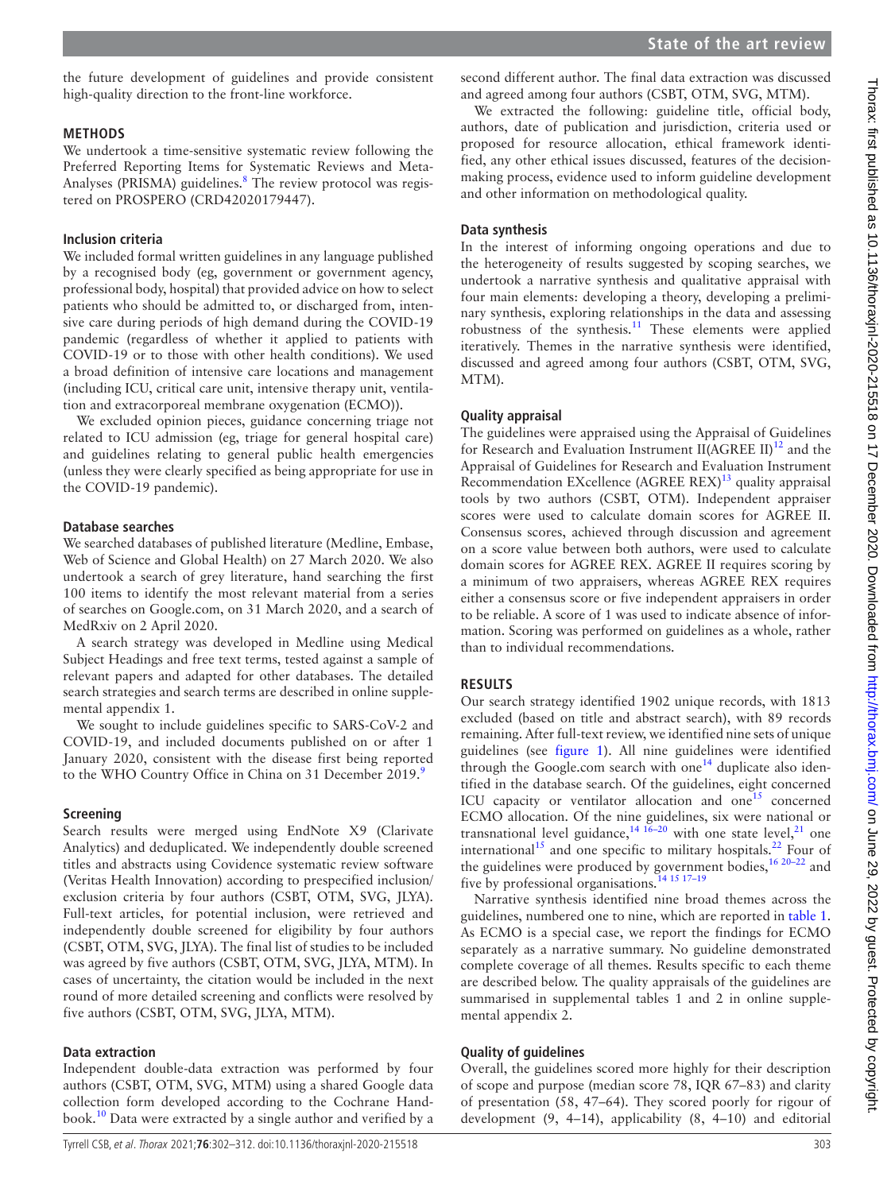the future development of guidelines and provide consistent high-quality direction to the front-line workforce.

## METHODS

We undertook a time-sensitive systematic review following the Preferred Reporting Items for Systematic Reviews and Meta-Analyses (PRISMA) guidelines.[8] The review protocol was registered on PROSPERO (CRD42020179447).

### Inclusion criteria

We included formal written guidelines in any language published by a recognised body (eg, government or government agency, professional body, hospital) that provided advice on how to select patients who should be admitted to, or discharged from, intensive care during periods of high demand during the COVID-19 pandemic (regardless of whether it applied to patients with COVID-19 or to those with other health conditions). We used a broad definition of intensive care locations and management (including ICU, critical care unit, intensive therapy unit, ventilation and extracorporeal membrane oxygenation (ECMO)).

We excluded opinion pieces, guidance concerning triage not related to ICU admission (eg, triage for general hospital care) and guidelines relating to general public health emergencies (unless they were clearly specified as being appropriate for use in the COVID-19 pandemic).

### Database searches

We searched databases of published literature (Medline, Embase, Web of Science and Global Health) on 27 March 2020. We also undertook a search of grey literature, hand searching the first 100 items to identify the most relevant material from a series of searches on Google.com, on 31 March 2020, and a search of MedRxiv on 2 April 2020.

A search strategy was developed in Medline using Medical Subject Headings and free text terms, tested against a sample of relevant papers and adapted for other databases. The detailed search strategies and search terms are described in online supplemental appendix 1.

We sought to include guidelines specific to SARS-CoV-2 and COVID-19, and included documents published on or after 1 January 2020, consistent with the disease first being reported to the WHO Country Office in China on 31 December 2019.[9]

### Screening

Search results were merged using EndNote X9 (Clarivate Analytics) and deduplicated. We independently double screened titles and abstracts using Covidence systematic review software (Veritas Health Innovation) according to prespecified inclusion/exclusion criteria by four authors (CSBT, OTM, SVG, JLYA). Full-text articles, for potential inclusion, were retrieved and independently double screened for eligibility by four authors (CSBT, OTM, SVG, JLYA). The final list of studies to be included was agreed by five authors (CSBT, OTM, SVG, JLYA, MTM). In cases of uncertainty, the citation would be included in the next round of more detailed screening and conflicts were resolved by five authors (CSBT, OTM, SVG, JLYA, MTM).

### Data extraction

Independent double-data extraction was performed by four authors (CSBT, OTM, SVG, MTM) using a shared Google data collection form developed according to the Cochrane Handbook.[10] Data were extracted by a single author and verified by a second different author. The final data extraction was discussed and agreed among four authors (CSBT, OTM, SVG, MTM).

We extracted the following: guideline title, official body, authors, date of publication and jurisdiction, criteria used or proposed for resource allocation, ethical framework identified, any other ethical issues discussed, features of the decision-making process, evidence used to inform guideline development and other information on methodological quality.

### Data synthesis

In the interest of informing ongoing operations and due to the heterogeneity of results suggested by scoping searches, we undertook a narrative synthesis and qualitative appraisal with four main elements: developing a theory, developing a preliminary synthesis, exploring relationships in the data and assessing robustness of the synthesis.[11] These elements were applied iteratively. Themes in the narrative synthesis were identified, discussed and agreed among four authors (CSBT, OTM, SVG, MTM).

### Quality appraisal

The guidelines were appraised using the Appraisal of Guidelines for Research and Evaluation Instrument II(AGREE II)[12] and the Appraisal of Guidelines for Research and Evaluation Instrument Recommendation EXcellence (AGREE REX)[13] quality appraisal tools by two authors (CSBT, OTM). Independent appraiser scores were used to calculate domain scores for AGREE II. Consensus scores, achieved through discussion and agreement on a score value between both authors, were used to calculate domain scores for AGREE REX. AGREE II requires scoring by a minimum of two appraisers, whereas AGREE REX requires either a consensus score or five independent appraisers in order to be reliable. A score of 1 was used to indicate absence of information. Scoring was performed on guidelines as a whole, rather than to individual recommendations.

## RESULTS

Our search strategy identified 1902 unique records, with 1813 excluded (based on title and abstract search), with 89 records remaining. After full-text review, we identified nine sets of unique guidelines (see figure 1). All nine guidelines were identified through the Google.com search with one[14] duplicate also identified in the database search. Of the guidelines, eight concerned ICU capacity or ventilator allocation and one[15] concerned ECMO allocation. Of the nine guidelines, six were national or transnational level guidance,[14 16–20] with one state level,[21] one international[15] and one specific to military hospitals.[22] Four of the guidelines were produced by government bodies,[16 20–22] and five by professional organisations.[14 15 17–19]

Narrative synthesis identified nine broad themes across the guidelines, numbered one to nine, which are reported in table 1. As ECMO is a special case, we report the findings for ECMO separately as a narrative summary. No guideline demonstrated complete coverage of all themes. Results specific to each theme are described below. The quality appraisals of the guidelines are summarised in supplemental tables 1 and 2 in online supplemental appendix 2.

### Quality of guidelines

Overall, the guidelines scored more highly for their description of scope and purpose (median score 78, IQR 67–83) and clarity of presentation (58, 47–64). They scored poorly for rigour of development (9, 4–14), applicability (8, 4–10) and editorial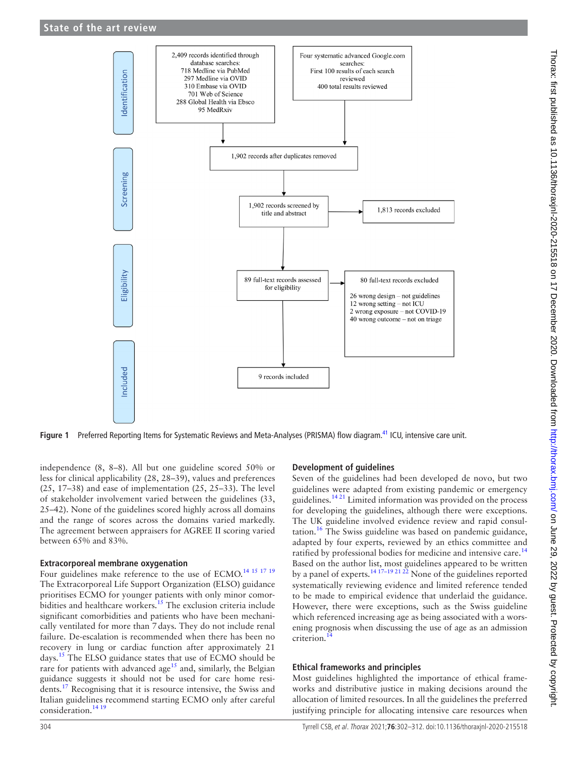**Identification**

2,409 records identified through database searches:
718 Medline via PubMed
297 Medline via OVID
310 Embase via OVID
701 Web of Science
288 Global Health via Ebsco
95 MedRxiv

Four systematic advanced Google.com searches:
First 100 results of each search reviewed
400 total results reviewed

**Screening**

1,902 records after duplicates removed

1,902 records screened by title and abstract → 1,813 records excluded

**Eligibility**

89 full-text records assessed for eligibility → 80 full-text records excluded

26 wrong design – not guidelines
12 wrong setting – not ICU
2 wrong exposure – not COVID-19
40 wrong outcome – not on triage

**Included**

9 records included

**Figure 1** Preferred Reporting Items for Systematic Reviews and Meta-Analyses (PRISMA) flow diagram.[41] ICU, intensive care unit.

independence (8, 8–8). All but one guideline scored 50% or less for clinical applicability (28, 28–39), values and preferences (25, 17–38) and ease of implementation (25, 25–33). The level of stakeholder involvement varied between the guidelines (33, 25–42). None of the guidelines scored highly across all domains and the range of scores across the domains varied markedly. The agreement between appraisers for AGREE II scoring varied between 65% and 83%.

### Extracorporeal membrane oxygenation

Four guidelines make reference to the use of ECMO.[14 15 17 19] The Extracorporeal Life Support Organization (ELSO) guidance prioritises ECMO for younger patients with only minor comorbidities and healthcare workers.[15] The exclusion criteria include significant comorbidities and patients who have been mechanically ventilated for more than 7 days. They do not include renal failure. De-escalation is recommended when there has been no recovery in lung or cardiac function after approximately 21 days.[15] The ELSO guidance states that use of ECMO should be rare for patients with advanced age[15] and, similarly, the Belgian guidance suggests it should not be used for care home residents.[17] Recognising that it is resource intensive, the Swiss and Italian guidelines recommend starting ECMO only after careful consideration.[14 19]

### Development of guidelines

Seven of the guidelines had been developed de novo, but two guidelines were adapted from existing pandemic or emergency guidelines.[14 21] Limited information was provided on the process for developing the guidelines, although there were exceptions. The UK guideline involved evidence review and rapid consultation.[16] The Swiss guideline was based on pandemic guidance, adapted by four experts, reviewed by an ethics committee and ratified by professional bodies for medicine and intensive care.[14] Based on the author list, most guidelines appeared to be written by a panel of experts.[14 17–19 21 22] None of the guidelines reported systematically reviewing evidence and limited reference tended to be made to empirical evidence that underlaid the guidance. However, there were exceptions, such as the Swiss guideline which referenced increasing age as being associated with a worsening prognosis when discussing the use of age as an admission criterion.[14]

### Ethical frameworks and principles

Most guidelines highlighted the importance of ethical frameworks and distributive justice in making decisions around the allocation of limited resources. In all the guidelines the preferred justifying principle for allocating intensive care resources when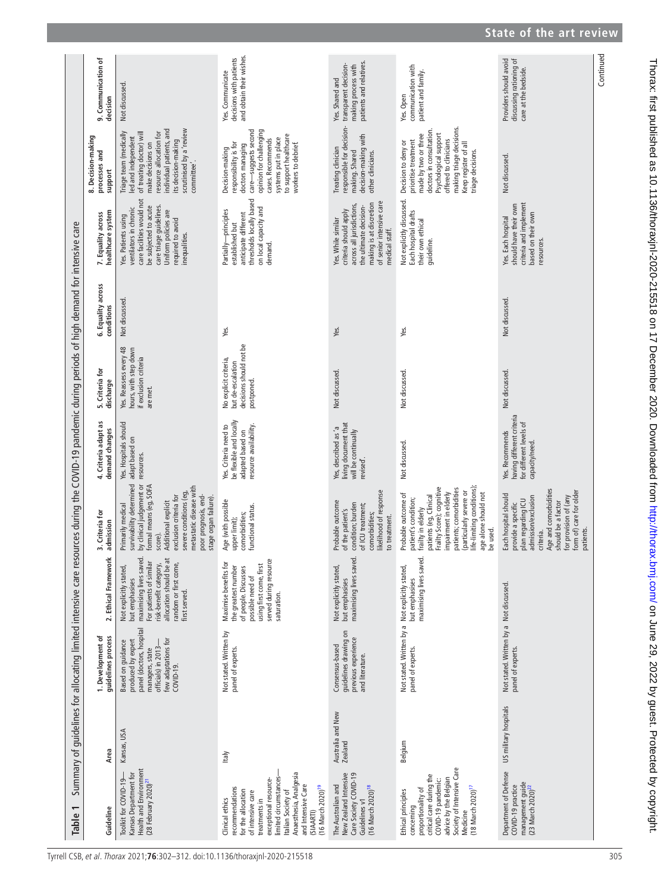Table 1 Summary of guidelines for allocating limited intensive care resources during the COVID-19 pandemic during periods of high demand for intensive care

| Guideline | Area | 1. Development of guidelines process | 2. Ethical Framework | 3. Criteria for admission | 4. Criteria adapt as demand changes | 5. Criteria for discharge | 6. Equality across conditions | 7. Equality across healthcare system | 8. Decision-making processes and support | 9. Communication of decision |
|---|---|---|---|---|---|---|---|---|---|---|
| Toolkit for COVID-19—Kansas Department for Health and Environment (28 February 2020)[21] | Kansas, USA | Based on guidance produced by expert panel (doctors, hospital managers, state officials) in 2013—few adaptations for COVID-19. | Not explicitly stated, but emphasises maximising lives saved. For patients of similar risk-benefit category, allocation should be at random or first come, first served. | Primarily medical survivability determined by clinical judgement or formal means (eg, SOFA score). Additional explicit exclusion criteria for severe conditions (eg, metastatic disease with poor prognosis, end-stage organ failure). | Yes. Hospitals should adapt based on resources. | Yes. Reassess every 48 hours, with step down if exclusion criteria are met. | Not discussed. | Yes. Patients using ventilators in chronic care facilities would not be subjected to acute care triage guidelines. Uniform policies are required to avoid inequalities. | Triage team (medically led and independent of treating doctor) will make decisions on resource allocation for individual patients, and its decision-making scrutinised by a 'review committee'. | Not discussed. |
| Clinical ethics recommendations for the allocation of intensive care treatments in exceptional resource-limited circumstances—Italian Society of Anaesthesia, Analgesia and Intensive Care (SIAARTI) (16 March 2020)[19] | Italy | Not stated. Written by panel of experts. | Maximise benefits for the greatest number of people. Discusses possible need of using first come, first served during resource saturation. | Age (with possible upper limit); comorbidities; functional status. | Yes. Criteria need to be flexible and locally adapted based on resource availability. | No explicit criteria, but de-escalation decisions should not be postponed. | Yes. | Partially—principles established but anticipate different thresholds locally based on local capacity and demand. | Decision-making responsibility is for doctors managing care—suggests second opinion for challenging cases. Recommends systems put in place to support healthcare workers to debrief. | Yes. Communicate decisions with patients and obtain their wishes. |
| The Australian and New Zealand Intensive Care Society COVID-19 Guidelines v1 (16 March 2020)[18] | Australia and New Zealand | Consensus-based guidelines drawing on previous experience and literature. | Not explicitly stated, but emphasises maximising lives saved. | Probable outcome of the patient's condition; burden of ICU treatment; comorbidities; likelihood of response to treatment. | Yes, described as 'a living document that will be continually revised'. | Not discussed. | Yes. | Yes. While similar criteria should apply across all jurisdictions, the ultimate decision-making is at discretion of senior intensive care medical staff. | Treating clinician responsible for decision-making. Shared decision-making with other clinicians. | Yes. Shared and transparent decision-making process with patients and relatives. |
| Ethical principles concerning proportionality of critical care during the COVID-19 pandemic: advice by the Belgian Society of Intensive Care Medicine (18 March 2020)[17] | Belgium | Not stated. Written by a panel of experts. | Not explicitly stated, but emphasises maximising lives saved. | Probable outcome of patient's condition; frailty in elderly patients (eg, Clinical Frailty Score); cognitive impairment in elderly patients; comorbidities (particularly severe or life-limiting conditions); age alone should not be used. | Not discussed. | Not discussed. | Yes. | Not explicitly discussed. Each hospital drafts their own ethical guideline. | Decision to deny or prioritise treatment made by two or three doctors in consultation. Psychological support offered to clinicians making triage decisions. Keep register of all triage decisions. | Yes. Open communication with patient and family. |
| Department of Defense COVID-19 practice management guide (23 March 2020)[22] | US military hospitals | Not stated. Written by a panel of experts. | Not discussed. | Each hospital should provide a specific plan regarding ICU admission/exclusion criteria. Age and comorbidities should be a factor for provision of (any form of) care for older patients. | Yes. Recommends having different criteria for different levels of capacity/need. | Not discussed. | Not discussed. | Yes. Each hospital should have their own criteria and implement based on their own resources. | Not discussed. | Providers should avoid discussing rationing of care at the bedside. |

Continued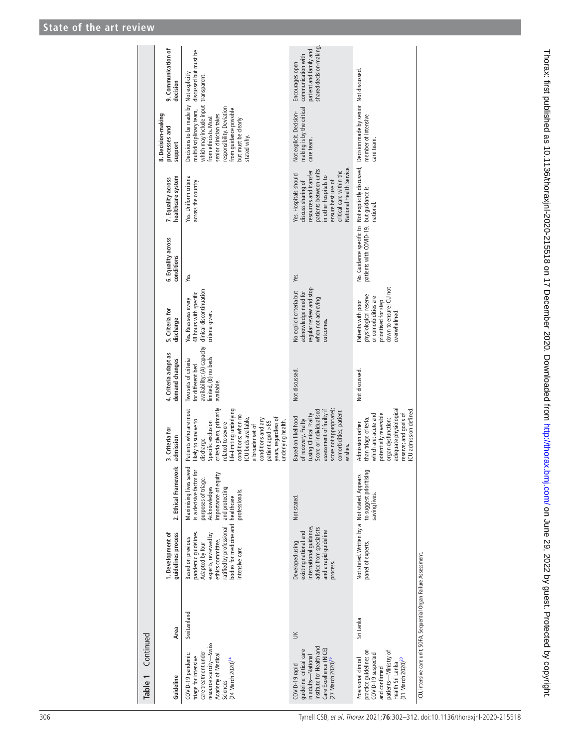**Table 1 Continued**

| Guideline | Area | 1. Development of guidelines process | 2. Ethical Framework | 3. Criteria for admission | 4. Criteria adapt as demand changes | 5. Criteria for discharge | 6. Equality across conditions | 7. Equality across healthcare system | 8. Decision-making processes and support | 9. Communication of decision |
|---|---|---|---|---|---|---|---|---|---|---|
| COVID-19 pandemic: triage for intensive care treatment under resource scarcity—Swiss Academy of Medical Sciences (24 March 2020)[14] | Switzerland | Based on previous pandemic guidelines. Adapted by four experts, reviewed by ethics committee, ratified by professional bodies for medicine and intensive care. | Maximising lives saved is a decisive factor for purposes of triage. Acknowledges importance of equity and protecting healthcare professionals. | Patients who are most likely to survive to discharge. Specific exclusion criteria given, primarily related to severe life-limiting underlying conditions; when no ICU beds available, a broader set of conditions and any patient aged >85 years, regardless of underlying health. | Two sets of criteria for different bed availability: (A) capacity limited, (B) no beds available. | Yes. Reassess every 48 hours with specific clinical discontinuation criteria given. | Yes. | Yes. Uniform criteria across the country. | Decisions to be made by multidisciplinary team, which may include input from ethicists. Most senior clinician takes responsibility. Deviation from guidance possible but must be clearly stated why. | Not explicitly discussed but must be transparent. |
| COVID-19 rapid guideline: critical care in adults—National Institute for Health and Care Excellence (NICE) (27 March 2020)[16] | UK | Developed using existing national and international guidance, advice from specialists and a rapid guideline process. | Not stated. | Based on likelihood of recovery. Frailty (using Clinical Frailty Score or individualised assessment of frailty if score not appropriate); comorbidities; patient wishes. | Not discussed. | No explicit criteria but acknowledge need for regular review and stop when not achieving outcomes. | Yes. | Yes. Hospitals should discuss sharing of resources and transfer patients between units in other hospitals to ensure best use of critical care within the National Health Service. | Not explicit. Decision-making is by the critical care team. | Encourages open communication with patient and family and shared decision-making. |
| Provisional clinical practice guidelines on COVID-19 suspected and confirmed patients—Ministry of Health Sri Lanka (31 March 2020)[20] | Sri Lanka | Not stated. Written by a panel of experts. | Not stated. Appears to suggest prioritising saving lives. | Admission rather than triage criteria, which are: acute and potentially reversible organ dysfunction; adequate physiological reserve; and goals of ICU admission defined. | Not discussed. | Patients with poor physiological reserve or comorbidities are prioritised for step down to ensure ICU not overwhelmed. | No. Guidance specific to patients with COVID-19. | Not explicitly discussed, but guidance is national. | Decision made by senior member of intensive care team. | Not discussed. |

ICU, intensive care unit; SOFA, Sequential Organ Failure Assessment.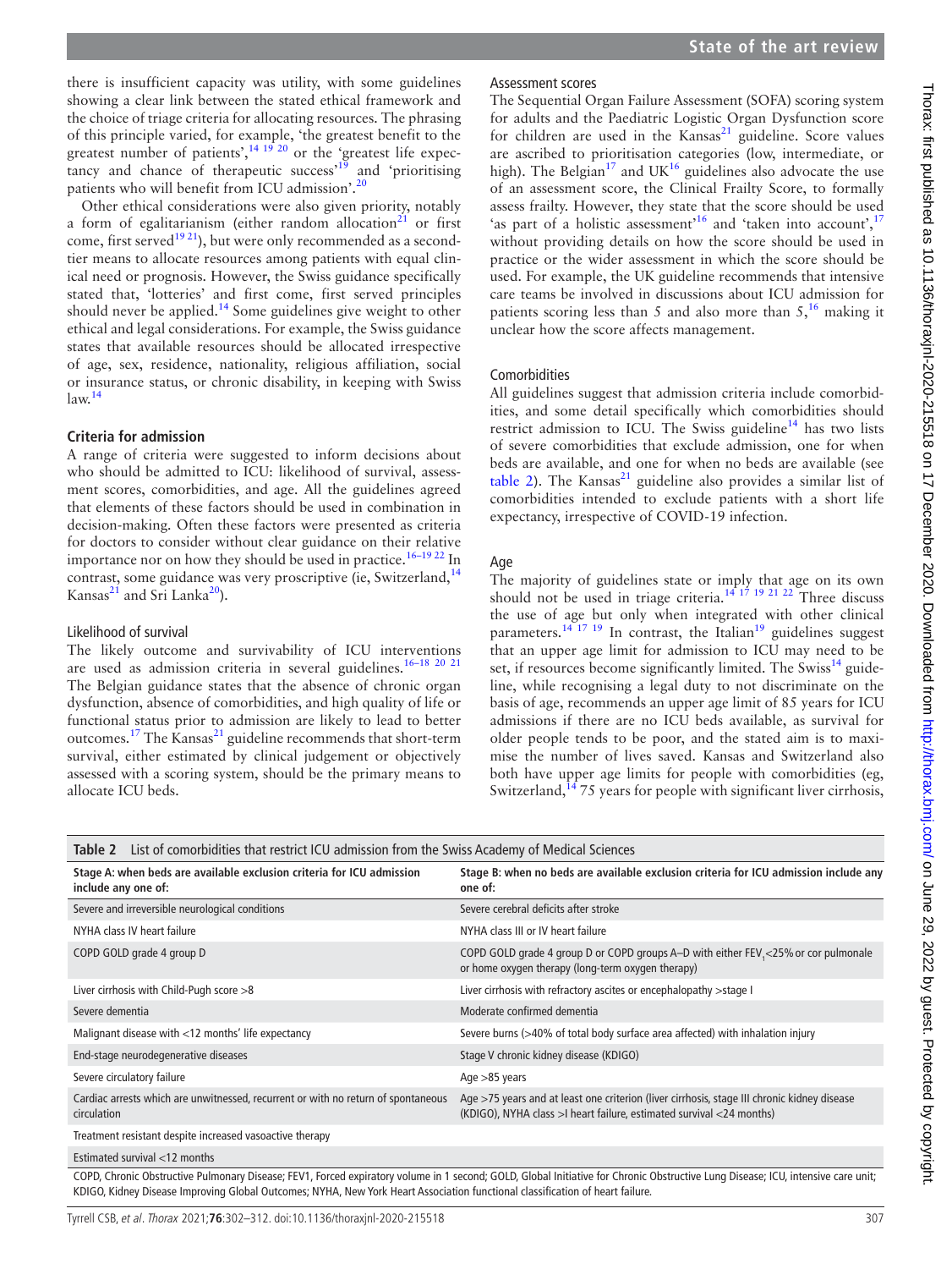there is insufficient capacity was utility, with some guidelines showing a clear link between the stated ethical framework and the choice of triage criteria for allocating resources. The phrasing of this principle varied, for example, 'the greatest benefit to the greatest number of patients',[14 19 20] or the 'greatest life expectancy and chance of therapeutic success'[19] and 'prioritising patients who will benefit from ICU admission'.[20]

Other ethical considerations were also given priority, notably a form of egalitarianism (either random allocation[21] or first come, first served[19 21]), but were only recommended as a second-tier means to allocate resources among patients with equal clinical need or prognosis. However, the Swiss guidance specifically stated that, 'lotteries' and first come, first served principles should never be applied.[14] Some guidelines give weight to other ethical and legal considerations. For example, the Swiss guidance states that available resources should be allocated irrespective of age, sex, residence, nationality, religious affiliation, social or insurance status, or chronic disability, in keeping with Swiss law.[14]

### Criteria for admission

A range of criteria were suggested to inform decisions about who should be admitted to ICU: likelihood of survival, assessment scores, comorbidities, and age. All the guidelines agreed that elements of these factors should be used in combination in decision-making. Often these factors were presented as criteria for doctors to consider without clear guidance on their relative importance nor on how they should be used in practice.[16–19 22] In contrast, some guidance was very proscriptive (ie, Switzerland,[14] Kansas[21] and Sri Lanka[20]).

#### Likelihood of survival

The likely outcome and survivability of ICU interventions are used as admission criteria in several guidelines.[16–18 20 21] The Belgian guidance states that the absence of chronic organ dysfunction, absence of comorbidities, and high quality of life or functional status prior to admission are likely to lead to better outcomes.[17] The Kansas[21] guideline recommends that short-term survival, either estimated by clinical judgement or objectively assessed with a scoring system, should be the primary means to allocate ICU beds.

#### Assessment scores

The Sequential Organ Failure Assessment (SOFA) scoring system for adults and the Paediatric Logistic Organ Dysfunction score for children are used in the Kansas[21] guideline. Score values are ascribed to prioritisation categories (low, intermediate, or high). The Belgian[17] and UK[16] guidelines also advocate the use of an assessment score, the Clinical Frailty Score, to formally assess frailty. However, they state that the score should be used 'as part of a holistic assessment'[16] and 'taken into account',[17] without providing details on how the score should be used in practice or the wider assessment in which the score should be used. For example, the UK guideline recommends that intensive care teams be involved in discussions about ICU admission for patients scoring less than 5 and also more than 5,[16] making it unclear how the score affects management.

#### Comorbidities

All guidelines suggest that admission criteria include comorbidities, and some detail specifically which comorbidities should restrict admission to ICU. The Swiss guideline[14] has two lists of severe comorbidities that exclude admission, one for when beds are available, and one for when no beds are available (see table 2). The Kansas[21] guideline also provides a similar list of comorbidities intended to exclude patients with a short life expectancy, irrespective of COVID-19 infection.

#### Age

The majority of guidelines state or imply that age on its own should not be used in triage criteria.[14 17 19 21 22] Three discuss the use of age but only when integrated with other clinical parameters.[14 17 19] In contrast, the Italian[19] guidelines suggest that an upper age limit for admission to ICU may need to be set, if resources become significantly limited. The Swiss[14] guideline, while recognising a legal duty to not discriminate on the basis of age, recommends an upper age limit of 85 years for ICU admissions if there are no ICU beds available, as survival for older people tends to be poor, and the stated aim is to maximise the number of lives saved. Kansas and Switzerland also both have upper age limits for people with comorbidities (eg, Switzerland,[14] 75 years for people with significant liver cirrhosis,

**Table 2** List of comorbidities that restrict ICU admission from the Swiss Academy of Medical Sciences

| Stage A: when beds are available exclusion criteria for ICU admission include any one of: | Stage B: when no beds are available exclusion criteria for ICU admission include any one of: |
|---|---|
| Severe and irreversible neurological conditions | Severe cerebral deficits after stroke |
| NYHA class IV heart failure | NYHA class III or IV heart failure |
| COPD GOLD grade 4 group D | COPD GOLD grade 4 group D or COPD groups A–D with either $FEV_1$<25% or cor pulmonale or home oxygen therapy (long-term oxygen therapy) |
| Liver cirrhosis with Child-Pugh score >8 | Liver cirrhosis with refractory ascites or encephalopathy >stage I |
| Severe dementia | Moderate confirmed dementia |
| Malignant disease with <12 months' life expectancy | Severe burns (>40% of total body surface area affected) with inhalation injury |
| End-stage neurodegenerative diseases | Stage V chronic kidney disease (KDIGO) |
| Severe circulatory failure | Age >85 years |
| Cardiac arrests which are unwitnessed, recurrent or with no return of spontaneous circulation | Age >75 years and at least one criterion (liver cirrhosis, stage III chronic kidney disease (KDIGO), NYHA class >I heart failure, estimated survival <24 months) |
| Treatment resistant despite increased vasoactive therapy | |
| Estimated survival <12 months | |

COPD, Chronic Obstructive Pulmonary Disease; FEV1, Forced expiratory volume in 1 second; GOLD, Global Initiative for Chronic Obstructive Lung Disease; ICU, intensive care unit; KDIGO, Kidney Disease Improving Global Outcomes; NYHA, New York Heart Association functional classification of heart failure.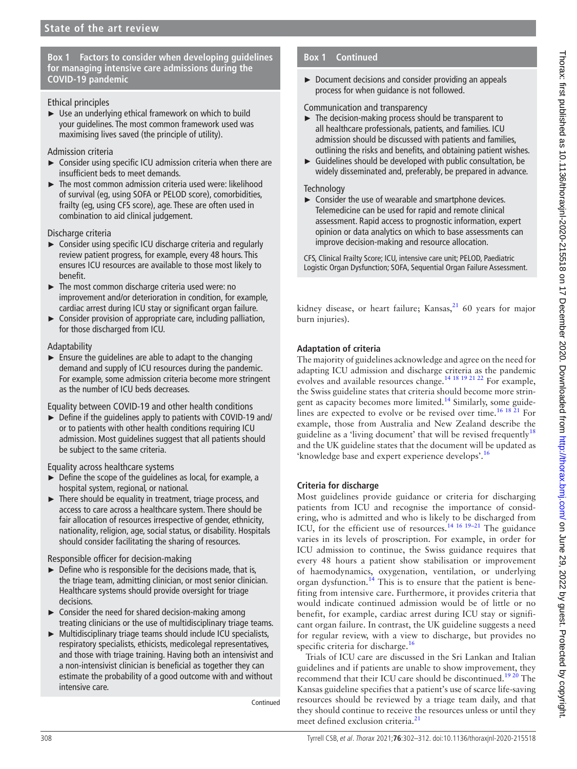**Box 1 Factors to consider when developing guidelines for managing intensive care admissions during the COVID-19 pandemic**

Ethical principles

- Use an underlying ethical framework on which to build your guidelines. The most common framework used was maximising lives saved (the principle of utility).

Admission criteria

- Consider using specific ICU admission criteria when there are insufficient beds to meet demands.
- The most common admission criteria used were: likelihood of survival (eg, using SOFA or PELOD score), comorbidities, frailty (eg, using CFS score), age. These are often used in combination to aid clinical judgement.

Discharge criteria

- Consider using specific ICU discharge criteria and regularly review patient progress, for example, every 48 hours. This ensures ICU resources are available to those most likely to benefit.
- The most common discharge criteria used were: no improvement and/or deterioration in condition, for example, cardiac arrest during ICU stay or significant organ failure.
- Consider provision of appropriate care, including palliation, for those discharged from ICU.

Adaptability

- Ensure the guidelines are able to adapt to the changing demand and supply of ICU resources during the pandemic. For example, some admission criteria become more stringent as the number of ICU beds decreases.

Equality between COVID-19 and other health conditions

- Define if the guidelines apply to patients with COVID-19 and/or to patients with other health conditions requiring ICU admission. Most guidelines suggest that all patients should be subject to the same criteria.

Equality across healthcare systems

- Define the scope of the guidelines as local, for example, a hospital system, regional, or national.
- There should be equality in treatment, triage process, and access to care across a healthcare system. There should be fair allocation of resources irrespective of gender, ethnicity, nationality, religion, age, social status, or disability. Hospitals should consider facilitating the sharing of resources.

Responsible officer for decision-making

- Define who is responsible for the decisions made, that is, the triage team, admitting clinician, or most senior clinician. Healthcare systems should provide oversight for triage decisions.
- Consider the need for shared decision-making among treating clinicians or the use of multidisciplinary triage teams.
- Multidisciplinary triage teams should include ICU specialists, respiratory specialists, ethicists, medicolegal representatives, and those with triage training. Having both an intensivist and a non-intensivist clinician is beneficial as together they can estimate the probability of a good outcome with and without intensive care.
- Document decisions and consider providing an appeals process for when guidance is not followed.

Communication and transparency

- The decision-making process should be transparent to all healthcare professionals, patients, and families. ICU admission should be discussed with patients and families, outlining the risks and benefits, and obtaining patient wishes.
- Guidelines should be developed with public consultation, be widely disseminated and, preferably, be prepared in advance.

Technology

- Consider the use of wearable and smartphone devices. Telemedicine can be used for rapid and remote clinical assessment. Rapid access to prognostic information, expert opinion or data analytics on which to base assessments can improve decision-making and resource allocation.

CFS, Clinical Frailty Score; ICU, intensive care unit; PELOD, Paediatric Logistic Organ Dysfunction; SOFA, Sequential Organ Failure Assessment.

kidney disease, or heart failure; Kansas,[21] 60 years for major burn injuries).

### Adaptation of criteria

The majority of guidelines acknowledge and agree on the need for adapting ICU admission and discharge criteria as the pandemic evolves and available resources change.[14 18 19 21 22] For example, the Swiss guideline states that criteria should become more stringent as capacity becomes more limited.[14] Similarly, some guidelines are expected to evolve or be revised over time.[16 18 21] For example, those from Australia and New Zealand describe the guideline as a 'living document' that will be revised frequently[18] and the UK guideline states that the document will be updated as 'knowledge base and expert experience develops'.[16]

### Criteria for discharge

Most guidelines provide guidance or criteria for discharging patients from ICU and recognise the importance of considering, who is admitted and who is likely to be discharged from ICU, for the efficient use of resources.[14 16 19–21] The guidance varies in its levels of proscription. For example, in order for ICU admission to continue, the Swiss guidance requires that every 48 hours a patient show stabilisation or improvement of haemodynamics, oxygenation, ventilation, or underlying organ dysfunction.[14] This is to ensure that the patient is benefiting from intensive care. Furthermore, it provides criteria that would indicate continued admission would be of little or no benefit, for example, cardiac arrest during ICU stay or significant organ failure. In contrast, the UK guideline suggests a need for regular review, with a view to discharge, but provides no specific criteria for discharge.[16]

Trials of ICU care are discussed in the Sri Lankan and Italian guidelines and if patients are unable to show improvement, they recommend that their ICU care should be discontinued.[19 20] The Kansas guideline specifies that a patient's use of scarce life-saving resources should be reviewed by a triage team daily, and that they should continue to receive the resources unless or until they meet defined exclusion criteria.[21]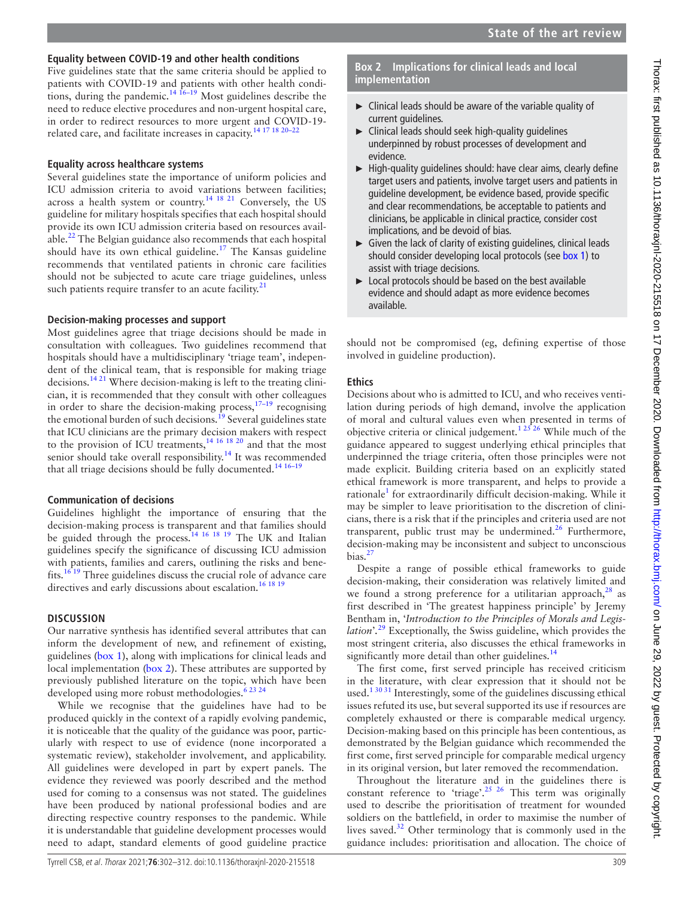### Equality between COVID-19 and other health conditions

Five guidelines state that the same criteria should be applied to patients with COVID-19 and patients with other health conditions, during the pandemic.[14 16–19] Most guidelines describe the need to reduce elective procedures and non-urgent hospital care, in order to redirect resources to more urgent and COVID-19-related care, and facilitate increases in capacity.[14 17 18 20–22]

### Equality across healthcare systems

Several guidelines state the importance of uniform policies and ICU admission criteria to avoid variations between facilities; across a health system or country.[14 18 21] Conversely, the US guideline for military hospitals specifies that each hospital should provide its own ICU admission criteria based on resources available.[22] The Belgian guidance also recommends that each hospital should have its own ethical guideline.[17] The Kansas guideline recommends that ventilated patients in chronic care facilities should not be subjected to acute care triage guidelines, unless such patients require transfer to an acute facility.[21]

### Decision-making processes and support

Most guidelines agree that triage decisions should be made in consultation with colleagues. Two guidelines recommend that hospitals should have a multidisciplinary 'triage team', independent of the clinical team, that is responsible for making triage decisions.[14 21] Where decision-making is left to the treating clinician, it is recommended that they consult with other colleagues in order to share the decision-making process,[17–19] recognising the emotional burden of such decisions.[19] Several guidelines state that ICU clinicians are the primary decision makers with respect to the provision of ICU treatments,[14 16 18 20] and that the most senior should take overall responsibility.[14] It was recommended that all triage decisions should be fully documented.[14 16–19]

### Communication of decisions

Guidelines highlight the importance of ensuring that the decision-making process is transparent and that families should be guided through the process.[14 16 18 19] The UK and Italian guidelines specify the significance of discussing ICU admission with patients, families and carers, outlining the risks and benefits.[16 19] Three guidelines discuss the crucial role of advance care directives and early discussions about escalation.[16 18 19]

## DISCUSSION

Our narrative synthesis has identified several attributes that can inform the development of new, and refinement of existing, guidelines (box 1), along with implications for clinical leads and local implementation (box 2). These attributes are supported by previously published literature on the topic, which have been developed using more robust methodologies.[6 23 24]

While we recognise that the guidelines have had to be produced quickly in the context of a rapidly evolving pandemic, it is noticeable that the quality of the guidance was poor, particularly with respect to use of evidence (none incorporated a systematic review), stakeholder involvement, and applicability. All guidelines were developed in part by expert panels. The evidence they reviewed was poorly described and the method used for coming to a consensus was not stated. The guidelines have been produced by national professional bodies and are directing respective country responses to the pandemic. While it is understandable that guideline development processes would need to adapt, standard elements of good guideline practice should not be compromised (eg, defining expertise of those involved in guideline production).

> **Box 2 Implications for clinical leads and local implementation**
>
> - Clinical leads should be aware of the variable quality of current guidelines.
> - Clinical leads should seek high-quality guidelines underpinned by robust processes of development and evidence.
> - High-quality guidelines should: have clear aims, clearly define target users and patients, involve target users and patients in guideline development, be evidence based, provide specific and clear recommendations, be acceptable to patients and clinicians, be applicable in clinical practice, consider cost implications, and be devoid of bias.
> - Given the lack of clarity of existing guidelines, clinical leads should consider developing local protocols (see box 1) to assist with triage decisions.
> - Local protocols should be based on the best available evidence and should adapt as more evidence becomes available.

### Ethics

Decisions about who is admitted to ICU, and who receives ventilation during periods of high demand, involve the application of moral and cultural values even when presented in terms of objective criteria or clinical judgement.[1 25 26] While much of the guidance appeared to suggest underlying ethical principles that underpinned the triage criteria, often those principles were not made explicit. Building criteria based on an explicitly stated ethical framework is more transparent, and helps to provide a rationale[1] for extraordinarily difficult decision-making. While it may be simpler to leave prioritisation to the discretion of clinicians, there is a risk that if the principles and criteria used are not transparent, public trust may be undermined.[26] Furthermore, decision-making may be inconsistent and subject to unconscious bias.[27]

Despite a range of possible ethical frameworks to guide decision-making, their consideration was relatively limited and we found a strong preference for a utilitarian approach,[28] as first described in 'The greatest happiness principle' by Jeremy Bentham in, '*Introduction to the Principles of Morals and Legislation*'.[29] Exceptionally, the Swiss guideline, which provides the most stringent criteria, also discusses the ethical frameworks in significantly more detail than other guidelines.[14]

The first come, first served principle has received criticism in the literature, with clear expression that it should not be used.[1 30 31] Interestingly, some of the guidelines discussing ethical issues refuted its use, but several supported its use if resources are completely exhausted or there is comparable medical urgency. Decision-making based on this principle has been contentious, as demonstrated by the Belgian guidance which recommended the first come, first served principle for comparable medical urgency in its original version, but later removed the recommendation.

Throughout the literature and in the guidelines there is constant reference to 'triage'.[25 26] This term was originally used to describe the prioritisation of treatment for wounded soldiers on the battlefield, in order to maximise the number of lives saved.[32] Other terminology that is commonly used in the guidance includes: prioritisation and allocation. The choice of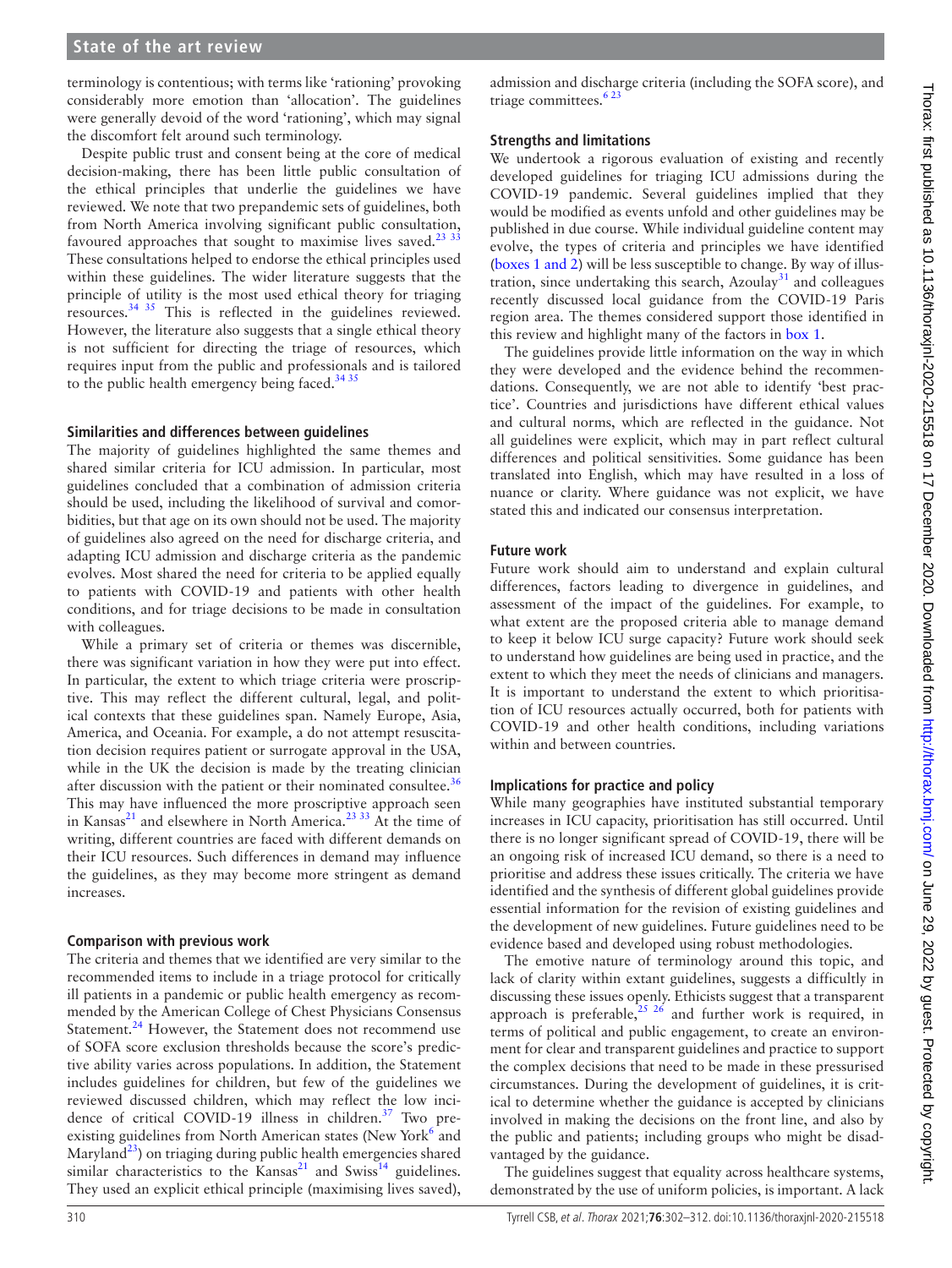terminology is contentious; with terms like 'rationing' provoking considerably more emotion than 'allocation'. The guidelines were generally devoid of the word 'rationing', which may signal the discomfort felt around such terminology.

Despite public trust and consent being at the core of medical decision-making, there has been little public consultation of the ethical principles that underlie the guidelines we have reviewed. We note that two prepandemic sets of guidelines, both from North America involving significant public consultation, favoured approaches that sought to maximise lives saved.[23 33] These consultations helped to endorse the ethical principles used within these guidelines. The wider literature suggests that the principle of utility is the most used ethical theory for triaging resources.[34 35] This is reflected in the guidelines reviewed. However, the literature also suggests that a single ethical theory is not sufficient for directing the triage of resources, which requires input from the public and professionals and is tailored to the public health emergency being faced.[34 35]

### Similarities and differences between guidelines

The majority of guidelines highlighted the same themes and shared similar criteria for ICU admission. In particular, most guidelines concluded that a combination of admission criteria should be used, including the likelihood of survival and comorbidities, but that age on its own should not be used. The majority of guidelines also agreed on the need for discharge criteria, and adapting ICU admission and discharge criteria as the pandemic evolves. Most shared the need for criteria to be applied equally to patients with COVID-19 and patients with other health conditions, and for triage decisions to be made in consultation with colleagues.

While a primary set of criteria or themes was discernible, there was significant variation in how they were put into effect. In particular, the extent to which triage criteria were proscriptive. This may reflect the different cultural, legal, and political contexts that these guidelines span. Namely Europe, Asia, America, and Oceania. For example, a do not attempt resuscitation decision requires patient or surrogate approval in the USA, while in the UK the decision is made by the treating clinician after discussion with the patient or their nominated consultee.[36] This may have influenced the more proscriptive approach seen in Kansas[21] and elsewhere in North America.[23 33] At the time of writing, different countries are faced with different demands on their ICU resources. Such differences in demand may influence the guidelines, as they may become more stringent as demand increases.

### Comparison with previous work

The criteria and themes that we identified are very similar to the recommended items to include in a triage protocol for critically ill patients in a pandemic or public health emergency as recommended by the American College of Chest Physicians Consensus Statement.[24] However, the Statement does not recommend use of SOFA score exclusion thresholds because the score's predictive ability varies across populations. In addition, the Statement includes guidelines for children, but few of the guidelines we reviewed discussed children, which may reflect the low incidence of critical COVID-19 illness in children.[37] Two pre-existing guidelines from North American states (New York[6] and Maryland[23]) on triaging during public health emergencies shared similar characteristics to the Kansas[21] and Swiss[14] guidelines. They used an explicit ethical principle (maximising lives saved), admission and discharge criteria (including the SOFA score), and triage committees.[6 23]

### Strengths and limitations

We undertook a rigorous evaluation of existing and recently developed guidelines for triaging ICU admissions during the COVID-19 pandemic. Several guidelines implied that they would be modified as events unfold and other guidelines may be published in due course. While individual guideline content may evolve, the types of criteria and principles we have identified (boxes 1 and 2) will be less susceptible to change. By way of illustration, since undertaking this search, Azoulay[31] and colleagues recently discussed local guidance from the COVID-19 Paris region area. The themes considered support those identified in this review and highlight many of the factors in box 1.

The guidelines provide little information on the way in which they were developed and the evidence behind the recommendations. Consequently, we are not able to identify 'best practice'. Countries and jurisdictions have different ethical values and cultural norms, which are reflected in the guidance. Not all guidelines were explicit, which may in part reflect cultural differences and political sensitivities. Some guidance has been translated into English, which may have resulted in a loss of nuance or clarity. Where guidance was not explicit, we have stated this and indicated our consensus interpretation.

### Future work

Future work should aim to understand and explain cultural differences, factors leading to divergence in guidelines, and assessment of the impact of the guidelines. For example, to what extent are the proposed criteria able to manage demand to keep it below ICU surge capacity? Future work should seek to understand how guidelines are being used in practice, and the extent to which they meet the needs of clinicians and managers. It is important to understand the extent to which prioritisation of ICU resources actually occurred, both for patients with COVID-19 and other health conditions, including variations within and between countries.

### Implications for practice and policy

While many geographies have instituted substantial temporary increases in ICU capacity, prioritisation has still occurred. Until there is no longer significant spread of COVID-19, there will be an ongoing risk of increased ICU demand, so there is a need to prioritise and address these issues critically. The criteria we have identified and the synthesis of different global guidelines provide essential information for the revision of existing guidelines and the development of new guidelines. Future guidelines need to be evidence based and developed using robust methodologies.

The emotive nature of terminology around this topic, and lack of clarity within extant guidelines, suggests a difficultly in discussing these issues openly. Ethicists suggest that a transparent approach is preferable,[25 26] and further work is required, in terms of political and public engagement, to create an environment for clear and transparent guidelines and practice to support the complex decisions that need to be made in these pressurised circumstances. During the development of guidelines, it is critical to determine whether the guidance is accepted by clinicians involved in making the decisions on the front line, and also by the public and patients; including groups who might be disadvantaged by the guidance.

The guidelines suggest that equality across healthcare systems, demonstrated by the use of uniform policies, is important. A lack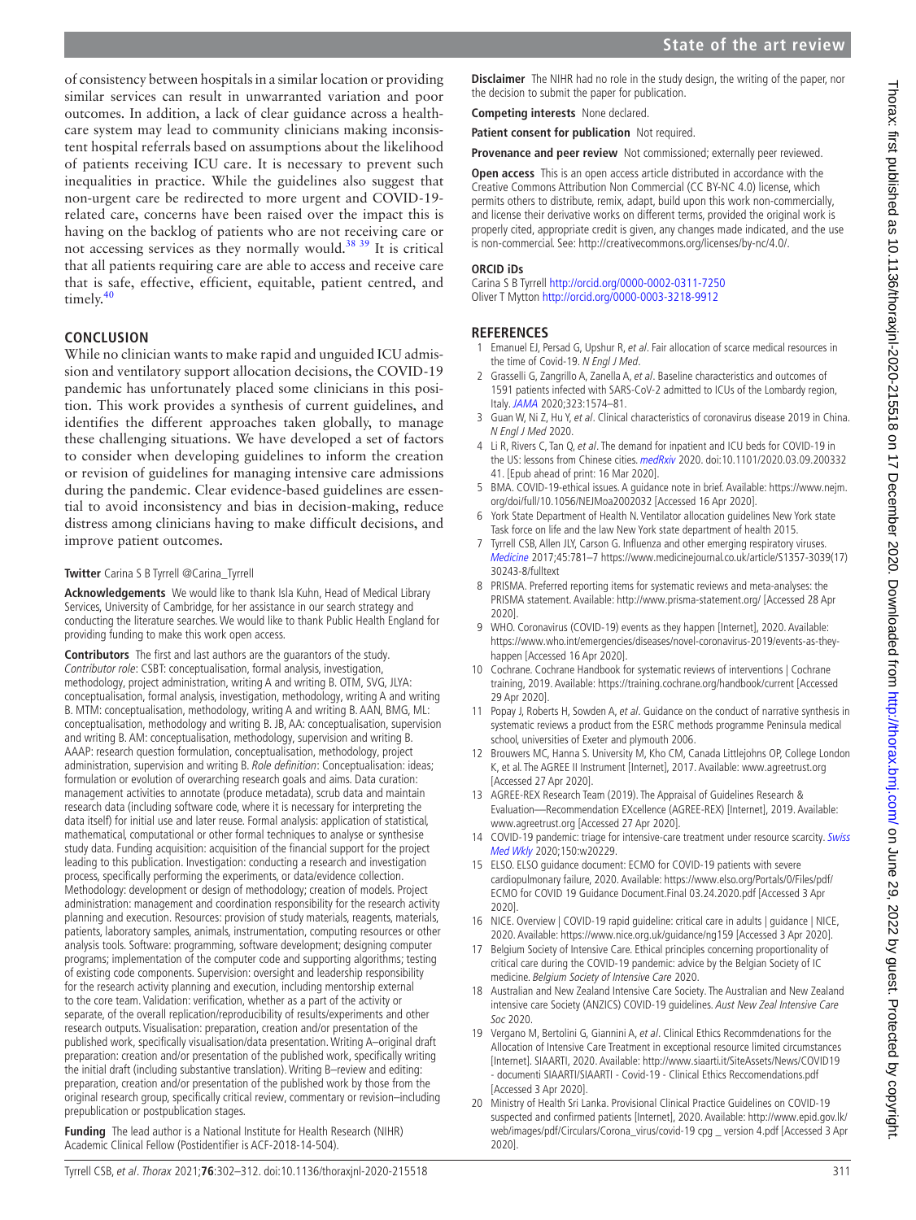of consistency between hospitals in a similar location or providing similar services can result in unwarranted variation and poor outcomes. In addition, a lack of clear guidance across a healthcare system may lead to community clinicians making inconsistent hospital referrals based on assumptions about the likelihood of patients receiving ICU care. It is necessary to prevent such inequalities in practice. While the guidelines also suggest that non-urgent care be redirected to more urgent and COVID-19-related care, concerns have been raised over the impact this is having on the backlog of patients who are not receiving care or not accessing services as they normally would.[38 39] It is critical that all patients requiring care are able to access and receive care that is safe, effective, efficient, equitable, patient centred, and timely.[40]

## CONCLUSION

While no clinician wants to make rapid and unguided ICU admission and ventilatory support allocation decisions, the COVID-19 pandemic has unfortunately placed some clinicians in this position. This work provides a synthesis of current guidelines, and identifies the different approaches taken globally, to manage these challenging situations. We have developed a set of factors to consider when developing guidelines to inform the creation or revision of guidelines for managing intensive care admissions during the pandemic. Clear evidence-based guidelines are essential to avoid inconsistency and bias in decision-making, reduce distress among clinicians having to make difficult decisions, and improve patient outcomes.

**Twitter** Carina S B Tyrrell @Carina_Tyrrell

**Acknowledgements** We would like to thank Isla Kuhn, Head of Medical Library Services, University of Cambridge, for her assistance in our search strategy and conducting the literature searches. We would like to thank Public Health England for providing funding to make this work open access.

**Contributors** The first and last authors are the guarantors of the study. *Contributor role*: CSBT: conceptualisation, formal analysis, investigation, methodology, project administration, writing A and writing B. OTM, SVG, JLYA: conceptualisation, formal analysis, investigation, methodology, writing A and writing B. MTM: conceptualisation, methodology, writing A and writing B. AAN, BMG, ML: conceptualisation, methodology and writing B. JB, AA: conceptualisation, supervision and writing B. AM: conceptualisation, methodology, supervision and writing B. AAAP: research question formulation, conceptualisation, methodology, project administration, supervision and writing B. *Role definition*: Conceptualisation: ideas; formulation or evolution of overarching research goals and aims. Data curation: management activities to annotate (produce metadata), scrub data and maintain research data (including software code, where it is necessary for interpreting the data itself) for initial use and later reuse. Formal analysis: application of statistical, mathematical, computational or other formal techniques to analyse or synthesise study data. Funding acquisition: acquisition of the financial support for the project leading to this publication. Investigation: conducting a research and investigation process, specifically performing the experiments, or data/evidence collection. Methodology: development or design of methodology; creation of models. Project administration: management and coordination responsibility for the research activity planning and execution. Resources: provision of study materials, reagents, materials, patients, laboratory samples, animals, instrumentation, computing resources or other analysis tools. Software: programming, software development; designing computer programs; implementation of the computer code and supporting algorithms; testing of existing code components. Supervision: oversight and leadership responsibility for the research activity planning and execution, including mentorship external to the core team. Validation: verification, whether as a part of the activity or separate, of the overall replication/reproducibility of results/experiments and other research outputs. Visualisation: preparation, creation and/or presentation of the published work, specifically visualisation/data presentation. Writing A–original draft preparation: creation and/or presentation of the published work, specifically writing the initial draft (including substantive translation). Writing B–review and editing: preparation, creation and/or presentation of the published work by those from the original research group, specifically critical review, commentary or revision–including prepublication or postpublication stages.

**Funding** The lead author is a National Institute for Health Research (NIHR) Academic Clinical Fellow (Postidentifier is ACF-2018-14-504).

**Disclaimer** The NIHR had no role in the study design, the writing of the paper, nor the decision to submit the paper for publication.

**Competing interests** None declared.

**Patient consent for publication** Not required.

**Provenance and peer review** Not commissioned; externally peer reviewed.

**Open access** This is an open access article distributed in accordance with the Creative Commons Attribution Non Commercial (CC BY-NC 4.0) license, which permits others to distribute, remix, adapt, build upon this work non-commercially, and license their derivative works on different terms, provided the original work is properly cited, appropriate credit is given, any changes made indicated, and the use is non-commercial. See: http://creativecommons.org/licenses/by-nc/4.0/.

**ORCID iDs**

Carina S B Tyrrell http://orcid.org/0000-0002-0311-7250
Oliver T Mytton http://orcid.org/0000-0003-3218-9912

## REFERENCES

1. Emanuel EJ, Persad G, Upshur R, *et al*. Fair allocation of scarce medical resources in the time of Covid-19. *N Engl J Med*.
2. Grasselli G, Zangrillo A, Zanella A, *et al*. Baseline characteristics and outcomes of 1591 patients infected with SARS-CoV-2 admitted to ICUs of the Lombardy region, Italy. *JAMA* 2020;323:1574–81.
3. Guan W, Ni Z, Hu Y, *et al*. Clinical characteristics of coronavirus disease 2019 in China. *N Engl J Med* 2020.
4. Li R, Rivers C, Tan Q, *et al*. The demand for inpatient and ICU beds for COVID-19 in the US: lessons from Chinese cities. *medRxiv* 2020. doi:10.1101/2020.03.09.20033241. [Epub ahead of print: 16 Mar 2020].
5. BMA. COVID-19-ethical issues. A guidance note in brief. Available: https://www.nejm.org/doi/full/10.1056/NEJMoa2002032 [Accessed 16 Apr 2020].
6. York State Department of Health N. Ventilator allocation guidelines New York state Task force on life and the law New York state department of health 2015.
7. Tyrrell CSB, Allen JLY, Carson G. Influenza and other emerging respiratory viruses. *Medicine* 2017;45:781–7 https://www.medicinejournal.co.uk/article/S1357-3039(17)30243-8/fulltext
8. PRISMA. Preferred reporting items for systematic reviews and meta-analyses: the PRISMA statement. Available: http://www.prisma-statement.org/ [Accessed 28 Apr 2020].
9. WHO. Coronavirus (COVID-19) events as they happen [Internet], 2020. Available: https://www.who.int/emergencies/diseases/novel-coronavirus-2019/events-as-they-happen [Accessed 16 Apr 2020].
10. Cochrane. Cochrane Handbook for systematic reviews of interventions | Cochrane training, 2019. Available: https://training.cochrane.org/handbook/current [Accessed 29 Apr 2020].
11. Popay J, Roberts H, Sowden A, *et al*. Guidance on the conduct of narrative synthesis in systematic reviews a product from the ESRC methods programme Peninsula medical school, universities of Exeter and plymouth 2006.
12. Brouwers MC, Hanna S. University M, Kho CM, Canada Littlejohns OP, College London K, et al. The AGREE II Instrument [Internet], 2017. Available: www.agreetrust.org [Accessed 27 Apr 2020].
13. AGREE-REX Research Team (2019). The Appraisal of Guidelines Research & Evaluation—Recommendation EXcellence (AGREE-REX) [Internet], 2019. Available: www.agreetrust.org [Accessed 27 Apr 2020].
14. COVID-19 pandemic: triage for intensive-care treatment under resource scarcity. *Swiss Med Wkly* 2020;150:w20229.
15. ELSO. ELSO guidance document: ECMO for COVID-19 patients with severe cardiopulmonary failure, 2020. Available: https://www.elso.org/Portals/0/Files/pdf/ECMO for COVID 19 Guidance Document.Final 03.24.2020.pdf [Accessed 3 Apr 2020].
16. NICE. Overview | COVID-19 rapid guideline: critical care in adults | guidance | NICE, 2020. Available: https://www.nice.org.uk/guidance/ng159 [Accessed 3 Apr 2020].
17. Belgium Society of Intensive Care. Ethical principles concerning proportionality of critical care during the COVID-19 pandemic: advice by the Belgian Society of IC medicine. *Belgium Society of Intensive Care* 2020.
18. Australian and New Zealand Intensive Care Society. The Australian and New Zealand intensive care Society (ANZICS) COVID-19 guidelines. *Aust New Zeal Intensive Care Soc* 2020.
19. Vergano M, Bertolini G, Giannini A, *et al*. Clinical Ethics Recommdendations for the Allocation of Intensive Care Treatment in exceptional resource limited circumstances [Internet]. SIAARTI, 2020. Available: http://www.siaarti.it/SiteAssets/News/COVID19 - documenti SIAARTI/SIAARTI - Covid-19 - Clinical Ethics Reccomendations.pdf [Accessed 3 Apr 2020].
20. Ministry of Health Sri Lanka. Provisional Clinical Practice Guidelines on COVID-19 suspected and confirmed patients [Internet], 2020. Available: http://www.epid.gov.lk/web/images/pdf/Circulars/Corona_virus/covid-19 cpg _ version 4.pdf [Accessed 3 Apr 2020].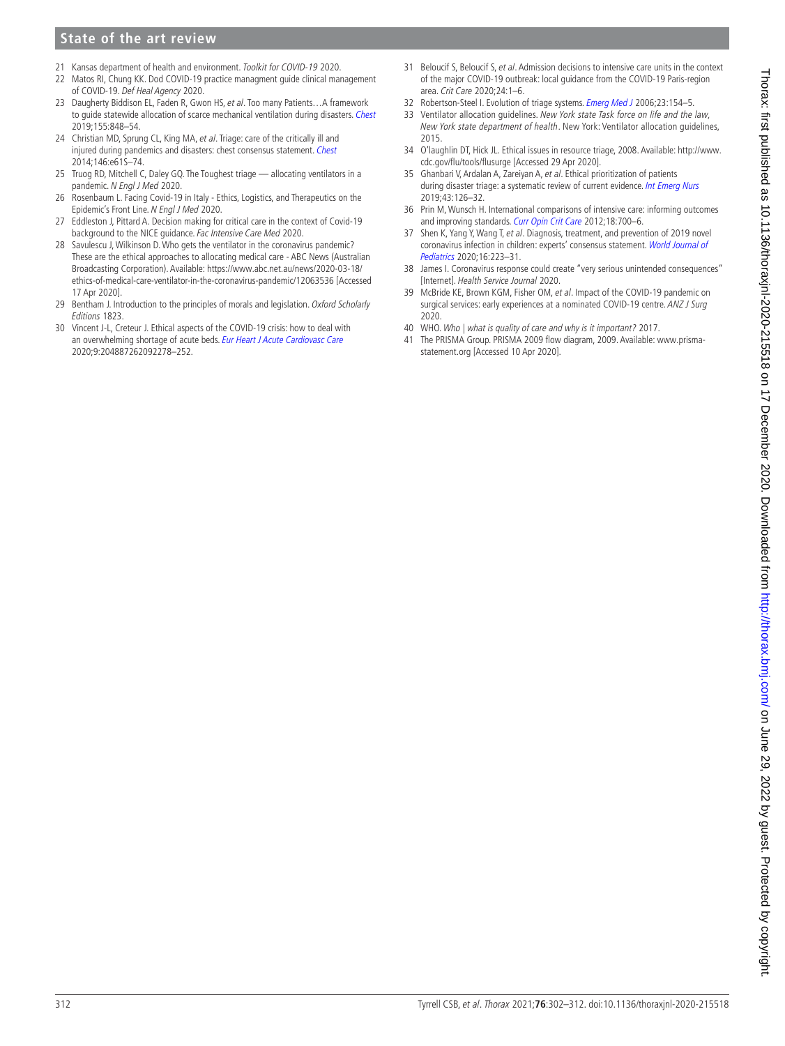21 Kansas department of health and environment. *Toolkit for COVID-19* 2020.
22 Matos RI, Chung KK. Dod COVID-19 practice managment guide clinical management of COVID-19. *Def Heal Agency* 2020.
23 Daugherty Biddison EL, Faden R, Gwon HS, *et al*. Too many Patients…A framework to guide statewide allocation of scarce mechanical ventilation during disasters. *Chest* 2019;155:848–54.
24 Christian MD, Sprung CL, King MA, *et al*. Triage: care of the critically ill and injured during pandemics and disasters: chest consensus statement. *Chest* 2014;146:e61S–74.
25 Truog RD, Mitchell C, Daley GQ. The Toughest triage — allocating ventilators in a pandemic. *N Engl J Med* 2020.
26 Rosenbaum L. Facing Covid-19 in Italy - Ethics, Logistics, and Therapeutics on the Epidemic's Front Line. *N Engl J Med* 2020.
27 Eddleston J, Pittard A. Decision making for critical care in the context of Covid-19 background to the NICE guidance. *Fac Intensive Care Med* 2020.
28 Savulescu J, Wilkinson D. Who gets the ventilator in the coronavirus pandemic? These are the ethical approaches to allocating medical care - ABC News (Australian Broadcasting Corporation). Available: https://www.abc.net.au/news/2020-03-18/ethics-of-medical-care-ventilator-in-the-coronavirus-pandemic/12063536 [Accessed 17 Apr 2020].
29 Bentham J. Introduction to the principles of morals and legislation. *Oxford Scholarly Editions* 1823.
30 Vincent J-L, Creteur J. Ethical aspects of the COVID-19 crisis: how to deal with an overwhelming shortage of acute beds. *Eur Heart J Acute Cardiovasc Care* 2020;9:204887262092278–252.
31 Beloucif S, Beloucif S, *et al*. Admission decisions to intensive care units in the context of the major COVID-19 outbreak: local guidance from the COVID-19 Paris-region area. *Crit Care* 2020;24:1–6.
32 Robertson-Steel I. Evolution of triage systems. *Emerg Med J* 2006;23:154–5.
33 Ventilator allocation guidelines. *New York state Task force on life and the law, New York state department of health*. New York: Ventilator allocation guidelines, 2015.
34 O'laughlin DT, Hick JL. Ethical issues in resource triage, 2008. Available: http://www.cdc.gov/flu/tools/flusurge [Accessed 29 Apr 2020].
35 Ghanbari V, Ardalan A, Zareiyan A, *et al*. Ethical prioritization of patients during disaster triage: a systematic review of current evidence. *Int Emerg Nurs* 2019;43:126–32.
36 Prin M, Wunsch H. International comparisons of intensive care: informing outcomes and improving standards. *Curr Opin Crit Care* 2012;18:700–6.
37 Shen K, Yang Y, Wang T, *et al*. Diagnosis, treatment, and prevention of 2019 novel coronavirus infection in children: experts' consensus statement. *World Journal of Pediatrics* 2020;16:223–31.
38 James I. Coronavirus response could create "very serious unintended consequences" [Internet]. *Health Service Journal* 2020.
39 McBride KE, Brown KGM, Fisher OM, *et al*. Impact of the COVID-19 pandemic on surgical services: early experiences at a nominated COVID-19 centre. *ANZ J Surg* 2020.
40 WHO. *Who | what is quality of care and why is it important?* 2017.
41 The PRISMA Group. PRISMA 2009 flow diagram, 2009. Available: www.prisma-statement.org [Accessed 10 Apr 2020].